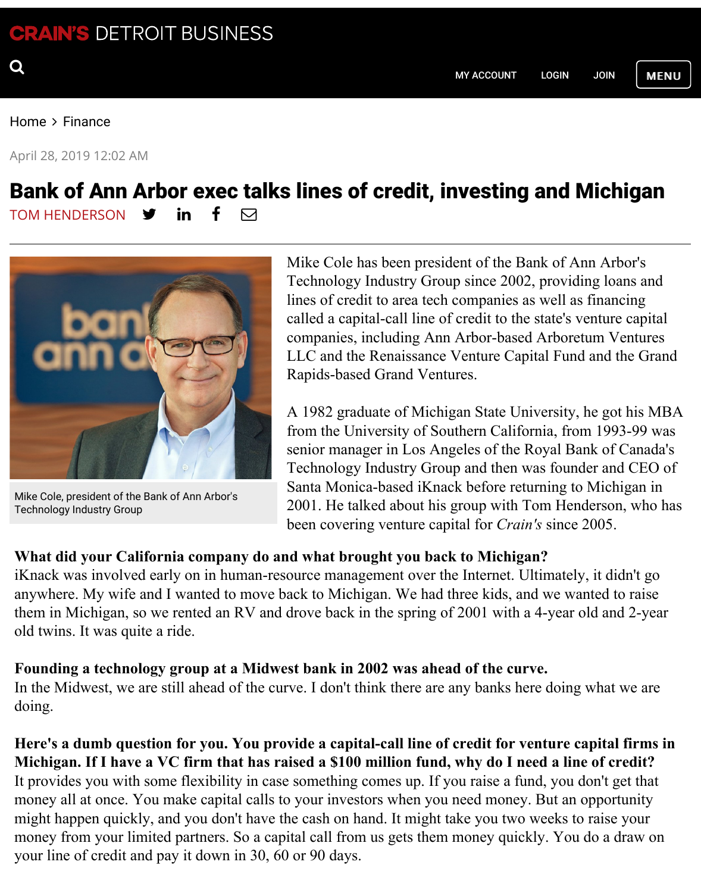Home > Finance

April 28, 2019 12:02 AM

# Bank of Ann Arbor exec talks lines of credit, investing and Michigan

TOM HENDERSON

Mike Cole, president of the Bank of Ann Arbor's Technology Industry Group

Mike Cole has been president of the Bank of Ann Arbor's Technology Industry Group since 2002, providing loans and lines of credit to area tech companies as well as financing called a capital-call line of credit to the state's venture capital companies, including Ann Arbor-based Arboretum Ventures LLC and the Renaissance Venture Capital Fund and the Grand Rapids-based Grand Ventures.

A 1982 graduate of Michigan State University, he got his MBA from the University of Southern California, from 1993-99 was senior manager in Los Angeles of the Royal Bank of Canada's Technology Industry Group and then was founder and CEO of Santa Monica-based iKnack before returning to Michigan in 2001. He talked about his group with Tom Henderson, who has been covering venture capital for *Crain's* since 2005.

**What did your California company do and what brought you back to Michigan?**
iKnack was involved early on in human-resource management over the Internet. Ultimately, it didn't go anywhere. My wife and I wanted to move back to Michigan. We had three kids, and we wanted to raise them in Michigan, so we rented an RV and drove back in the spring of 2001 with a 4-year old and 2-year old twins. It was quite a ride.

**Founding a technology group at a Midwest bank in 2002 was ahead of the curve.**
In the Midwest, we are still ahead of the curve. I don't think there are any banks here doing what we are doing.

**Here's a dumb question for you. You provide a capital-call line of credit for venture capital firms in Michigan. If I have a VC firm that has raised a $100 million fund, why do I need a line of credit?**
It provides you with some flexibility in case something comes up. If you raise a fund, you don't get that money all at once. You make capital calls to your investors when you need money. But an opportunity might happen quickly, and you don't have the cash on hand. It might take you two weeks to raise your money from your limited partners. So a capital call from us gets them money quickly. You do a draw on your line of credit and pay it down in 30, 60 or 90 days.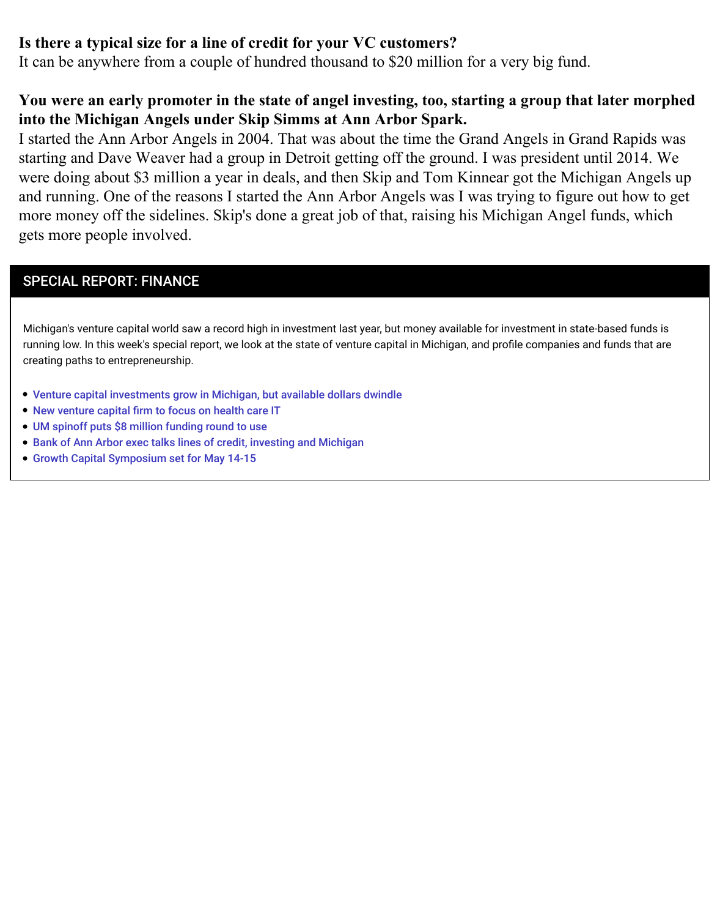**Is there a typical size for a line of credit for your VC customers?**

It can be anywhere from a couple of hundred thousand to $20 million for a very big fund.

**You were an early promoter in the state of angel investing, too, starting a group that later morphed into the Michigan Angels under Skip Simms at Ann Arbor Spark.**

I started the Ann Arbor Angels in 2004. That was about the time the Grand Angels in Grand Rapids was starting and Dave Weaver had a group in Detroit getting off the ground. I was president until 2014. We were doing about $3 million a year in deals, and then Skip and Tom Kinnear got the Michigan Angels up and running. One of the reasons I started the Ann Arbor Angels was I was trying to figure out how to get more money off the sidelines. Skip's done a great job of that, raising his Michigan Angel funds, which gets more people involved.

## SPECIAL REPORT: FINANCE

Michigan's venture capital world saw a record high in investment last year, but money available for investment in state-based funds is running low. In this week's special report, we look at the state of venture capital in Michigan, and profile companies and funds that are creating paths to entrepreneurship.

- Venture capital investments grow in Michigan, but available dollars dwindle
- New venture capital firm to focus on health care IT
- UM spinoff puts $8 million funding round to use
- Bank of Ann Arbor exec talks lines of credit, investing and Michigan
- Growth Capital Symposium set for May 14-15